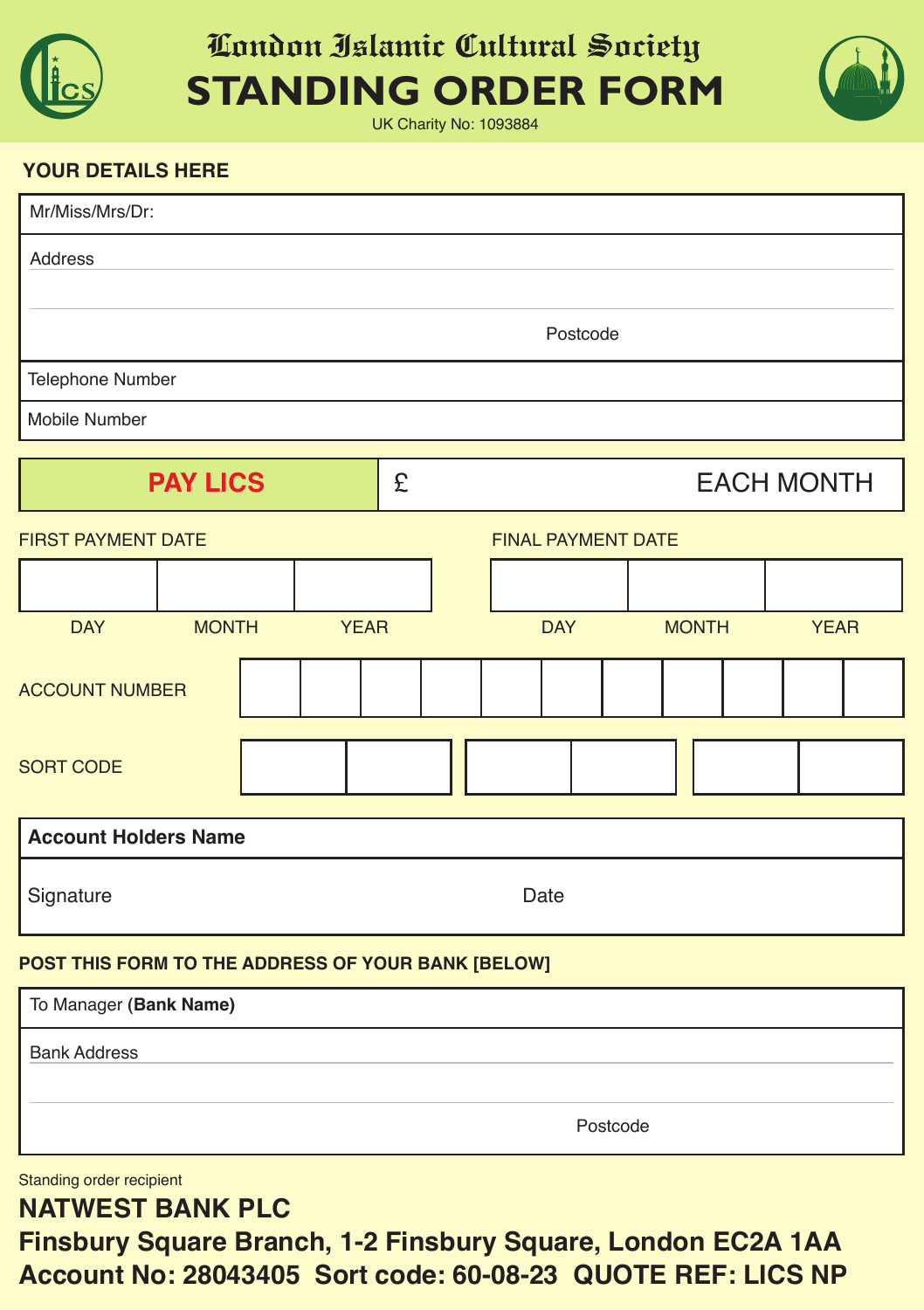# London Islamic Cultural Society

# STANDING ORDER FORM

UK Charity No: 1093884

**YOUR DETAILS HERE**

| Mr/Miss/Mrs/Dr: |
|---|
| Address |
| Postcode |
| Telephone Number |
| Mobile Number |

| **PAY LICS** | £ EACH MONTH |
|---|---|

FIRST PAYMENT DATE

| DAY | MONTH | YEAR |
|---|---|---|
| | | |

FINAL PAYMENT DATE

| DAY | MONTH | YEAR |
|---|---|---|
| | | |

ACCOUNT NUMBER

SORT CODE

| **Account Holders Name** | |
|---|---|
| Signature | Date |

**POST THIS FORM TO THE ADDRESS OF YOUR BANK [BELOW]**

| To Manager **(Bank Name)** |
|---|
| Bank Address |
| Postcode |

Standing order recipient

**NATWEST BANK PLC**

**Finsbury Square Branch, 1-2 Finsbury Square, London EC2A 1AA**

**Account No: 28043405 Sort code: 60-08-23 QUOTE REF: LICS NP**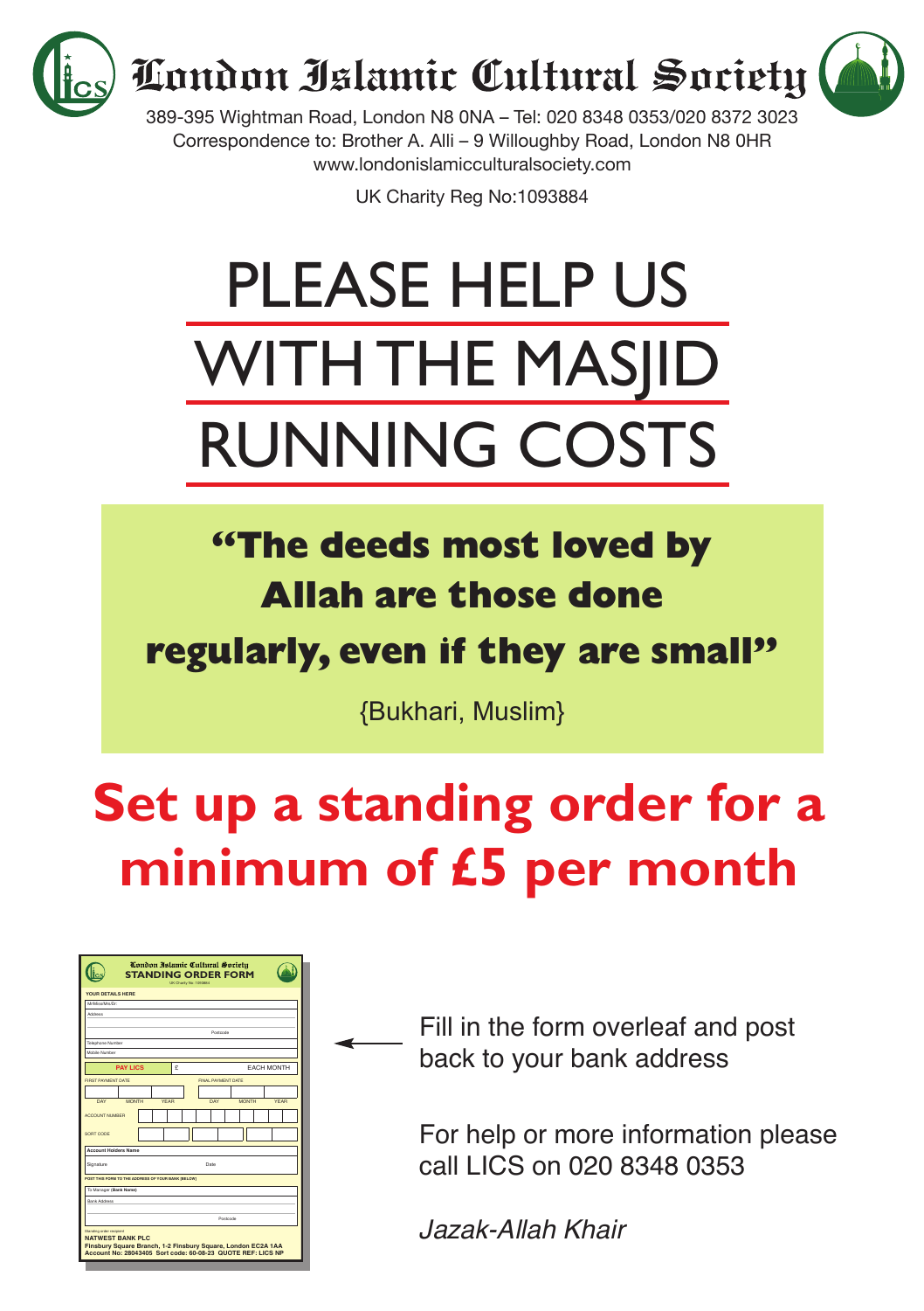# London Islamic Cultural Society

389-395 Wightman Road, London N8 0NA – Tel: 020 8348 0353/020 8372 3023
Correspondence to: Brother A. Alli – 9 Willoughby Road, London N8 0HR
www.londonislamicculturalsociety.com

UK Charity Reg No:1093884

# PLEASE HELP US WITH THE MASJID RUNNING COSTS

**"The deeds most loved by Allah are those done regularly, even if they are small"**

{Bukhari, Muslim}

## Set up a standing order for a minimum of £5 per month

**London Islamic Cultural Society**
**STANDING ORDER FORM**
UK Charity No. 1093884

YOUR DETAILS HERE

Mr/Miss/Mrs/Dr:

Address

Postcode

Telephone Number

Mobile Number

PAY LICS £ EACH MONTH

FIRST PAYMENT DATE — DAY MONTH YEAR
FINAL PAYMENT DATE — DAY MONTH YEAR

ACCOUNT NUMBER

SORT CODE

Account Holders Name

Signature Date

POST THIS FORM TO THE ADDRESS OF YOUR BANK (BELOW)

To Manager (Bank Name)

Bank Address

Postcode

Standing order recipient
**NATWEST BANK PLC**
**Finsbury Square Branch, 1-2 Finsbury Square, London EC2A 1AA**
**Account No: 28043405 Sort code: 60-08-23 QUOTE REF: LICS NP**

Fill in the form overleaf and post back to your bank address

For help or more information please call LICS on 020 8348 0353

*Jazak-Allah Khair*